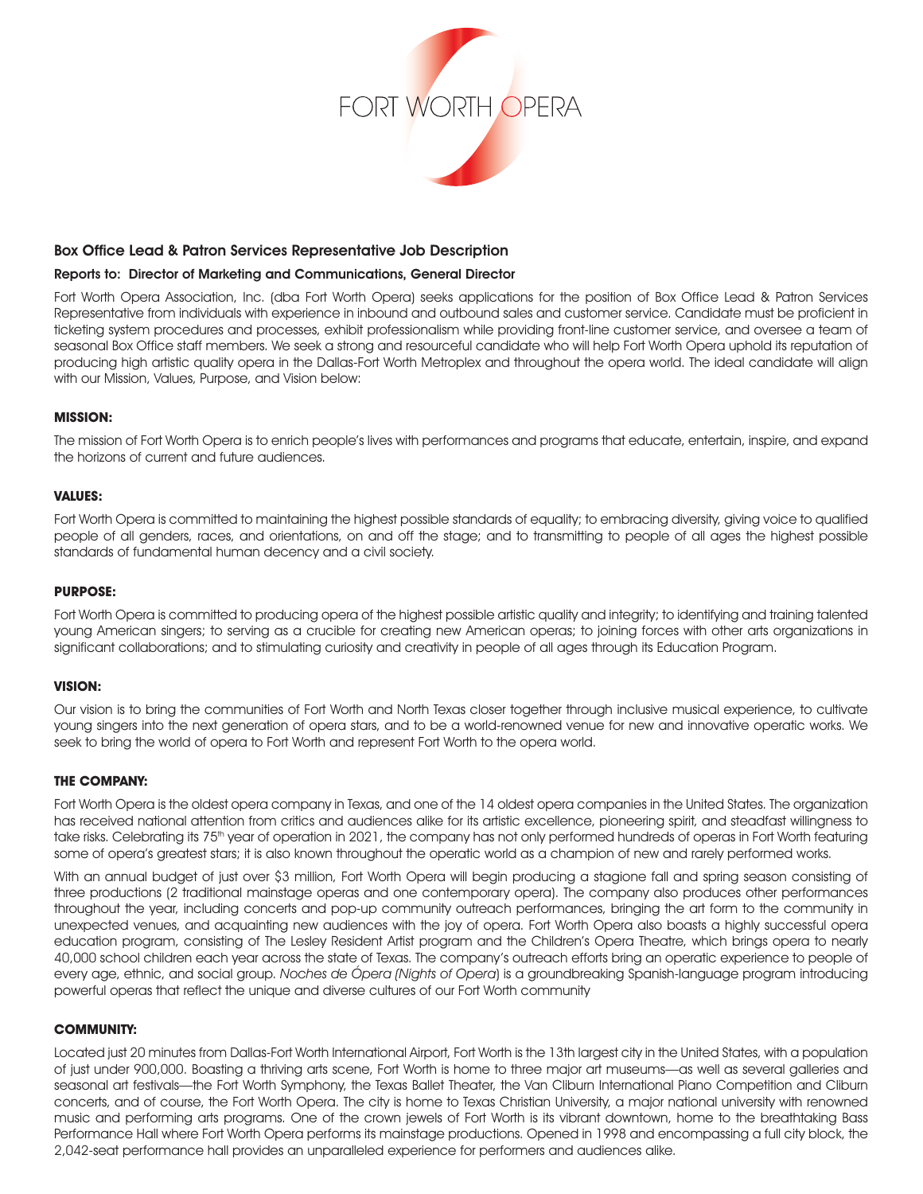FORT WORTH OPERA

## Box Office Lead & Patron Services Representative Job Description

**Reports to: Director of Marketing and Communications, General Director**

Fort Worth Opera Association, Inc. (dba Fort Worth Opera) seeks applications for the position of Box Office Lead & Patron Services Representative from individuals with experience in inbound and outbound sales and customer service. Candidate must be proficient in ticketing system procedures and processes, exhibit professionalism while providing front-line customer service, and oversee a team of seasonal Box Office staff members. We seek a strong and resourceful candidate who will help Fort Worth Opera uphold its reputation of producing high artistic quality opera in the Dallas-Fort Worth Metroplex and throughout the opera world. The ideal candidate will align with our Mission, Values, Purpose, and Vision below:

### MISSION:

The mission of Fort Worth Opera is to enrich people's lives with performances and programs that educate, entertain, inspire, and expand the horizons of current and future audiences.

### VALUES:

Fort Worth Opera is committed to maintaining the highest possible standards of equality; to embracing diversity, giving voice to qualified people of all genders, races, and orientations, on and off the stage; and to transmitting to people of all ages the highest possible standards of fundamental human decency and a civil society.

### PURPOSE:

Fort Worth Opera is committed to producing opera of the highest possible artistic quality and integrity; to identifying and training talented young American singers; to serving as a crucible for creating new American operas; to joining forces with other arts organizations in significant collaborations; and to stimulating curiosity and creativity in people of all ages through its Education Program.

### VISION:

Our vision is to bring the communities of Fort Worth and North Texas closer together through inclusive musical experience, to cultivate young singers into the next generation of opera stars, and to be a world-renowned venue for new and innovative operatic works. We seek to bring the world of opera to Fort Worth and represent Fort Worth to the opera world.

### THE COMPANY:

Fort Worth Opera is the oldest opera company in Texas, and one of the 14 oldest opera companies in the United States. The organization has received national attention from critics and audiences alike for its artistic excellence, pioneering spirit, and steadfast willingness to take risks. Celebrating its 75th year of operation in 2021, the company has not only performed hundreds of operas in Fort Worth featuring some of opera's greatest stars; it is also known throughout the operatic world as a champion of new and rarely performed works.

With an annual budget of just over $3 million, Fort Worth Opera will begin producing a stagione fall and spring season consisting of three productions (2 traditional mainstage operas and one contemporary opera). The company also produces other performances throughout the year, including concerts and pop-up community outreach performances, bringing the art form to the community in unexpected venues, and acquainting new audiences with the joy of opera. Fort Worth Opera also boasts a highly successful opera education program, consisting of The Lesley Resident Artist program and the Children's Opera Theatre, which brings opera to nearly 40,000 school children each year across the state of Texas. The company's outreach efforts bring an operatic experience to people of every age, ethnic, and social group. *Noches de Ópera (Nights of Opera*) is a groundbreaking Spanish-language program introducing powerful operas that reflect the unique and diverse cultures of our Fort Worth community

### COMMUNITY:

Located just 20 minutes from Dallas-Fort Worth International Airport, Fort Worth is the 13th largest city in the United States, with a population of just under 900,000. Boasting a thriving arts scene, Fort Worth is home to three major art museums—as well as several galleries and seasonal art festivals—the Fort Worth Symphony, the Texas Ballet Theater, the Van Cliburn International Piano Competition and Cliburn concerts, and of course, the Fort Worth Opera. The city is home to Texas Christian University, a major national university with renowned music and performing arts programs. One of the crown jewels of Fort Worth is its vibrant downtown, home to the breathtaking Bass Performance Hall where Fort Worth Opera performs its mainstage productions. Opened in 1998 and encompassing a full city block, the 2,042-seat performance hall provides an unparalleled experience for performers and audiences alike.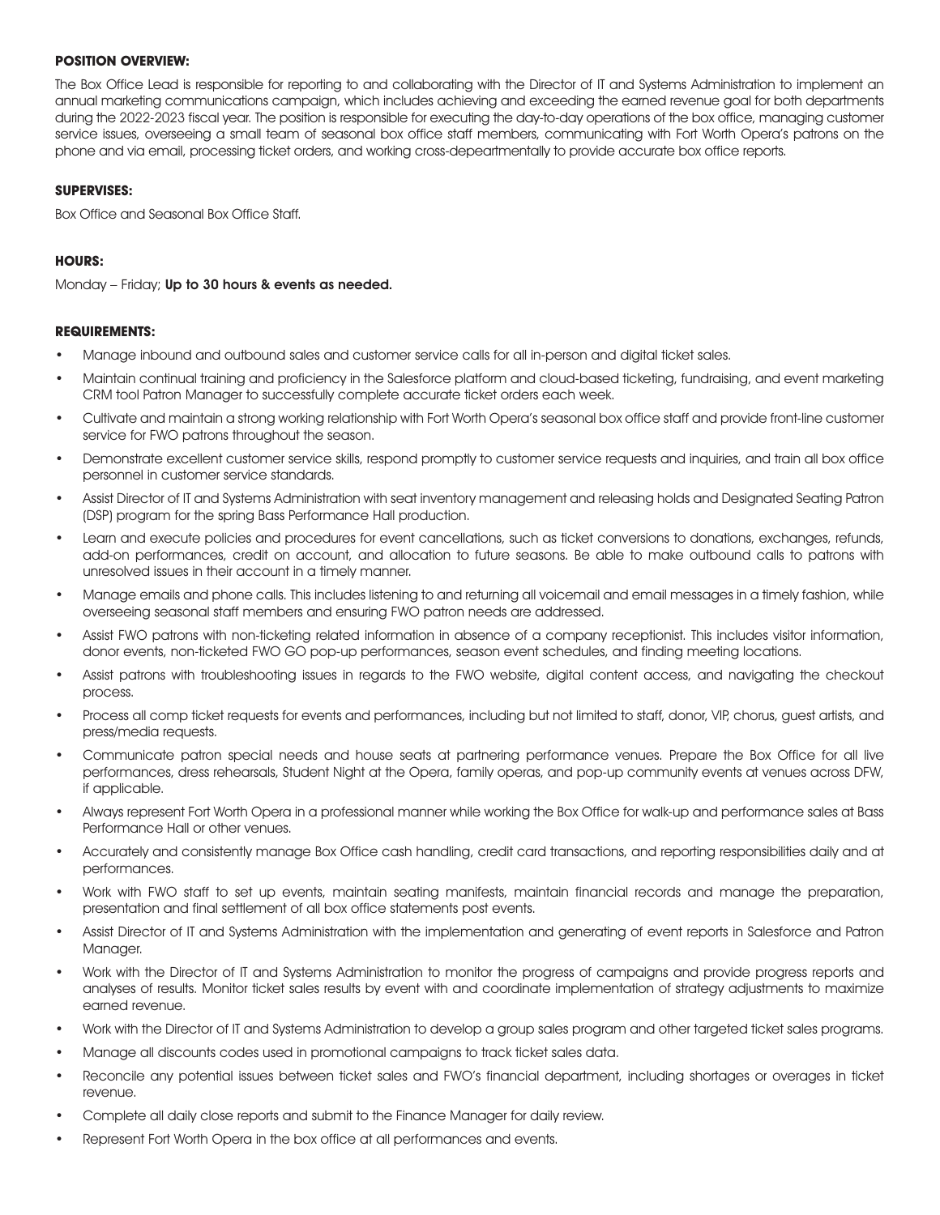**POSITION OVERVIEW:**

The Box Office Lead is responsible for reporting to and collaborating with the Director of IT and Systems Administration to implement an annual marketing communications campaign, which includes achieving and exceeding the earned revenue goal for both departments during the 2022-2023 fiscal year. The position is responsible for executing the day-to-day operations of the box office, managing customer service issues, overseeing a small team of seasonal box office staff members, communicating with Fort Worth Opera's patrons on the phone and via email, processing ticket orders, and working cross-depeartmentally to provide accurate box office reports.

**SUPERVISES:**

Box Office and Seasonal Box Office Staff.

**HOURS:**

Monday – Friday; **Up to 30 hours & events as needed.**

**REQUIREMENTS:**

- Manage inbound and outbound sales and customer service calls for all in-person and digital ticket sales.
- Maintain continual training and proficiency in the Salesforce platform and cloud-based ticketing, fundraising, and event marketing CRM tool Patron Manager to successfully complete accurate ticket orders each week.
- Cultivate and maintain a strong working relationship with Fort Worth Opera's seasonal box office staff and provide front-line customer service for FWO patrons throughout the season.
- Demonstrate excellent customer service skills, respond promptly to customer service requests and inquiries, and train all box office personnel in customer service standards.
- Assist Director of IT and Systems Administration with seat inventory management and releasing holds and Designated Seating Patron (DSP) program for the spring Bass Performance Hall production.
- Learn and execute policies and procedures for event cancellations, such as ticket conversions to donations, exchanges, refunds, add-on performances, credit on account, and allocation to future seasons. Be able to make outbound calls to patrons with unresolved issues in their account in a timely manner.
- Manage emails and phone calls. This includes listening to and returning all voicemail and email messages in a timely fashion, while overseeing seasonal staff members and ensuring FWO patron needs are addressed.
- Assist FWO patrons with non-ticketing related information in absence of a company receptionist. This includes visitor information, donor events, non-ticketed FWO GO pop-up performances, season event schedules, and finding meeting locations.
- Assist patrons with troubleshooting issues in regards to the FWO website, digital content access, and navigating the checkout process.
- Process all comp ticket requests for events and performances, including but not limited to staff, donor, VIP, chorus, guest artists, and press/media requests.
- Communicate patron special needs and house seats at partnering performance venues. Prepare the Box Office for all live performances, dress rehearsals, Student Night at the Opera, family operas, and pop-up community events at venues across DFW, if applicable.
- Always represent Fort Worth Opera in a professional manner while working the Box Office for walk-up and performance sales at Bass Performance Hall or other venues.
- Accurately and consistently manage Box Office cash handling, credit card transactions, and reporting responsibilities daily and at performances.
- Work with FWO staff to set up events, maintain seating manifests, maintain financial records and manage the preparation, presentation and final settlement of all box office statements post events.
- Assist Director of IT and Systems Administration with the implementation and generating of event reports in Salesforce and Patron Manager.
- Work with the Director of IT and Systems Administration to monitor the progress of campaigns and provide progress reports and analyses of results. Monitor ticket sales results by event with and coordinate implementation of strategy adjustments to maximize earned revenue.
- Work with the Director of IT and Systems Administration to develop a group sales program and other targeted ticket sales programs.
- Manage all discounts codes used in promotional campaigns to track ticket sales data.
- Reconcile any potential issues between ticket sales and FWO's financial department, including shortages or overages in ticket revenue.
- Complete all daily close reports and submit to the Finance Manager for daily review.
- Represent Fort Worth Opera in the box office at all performances and events.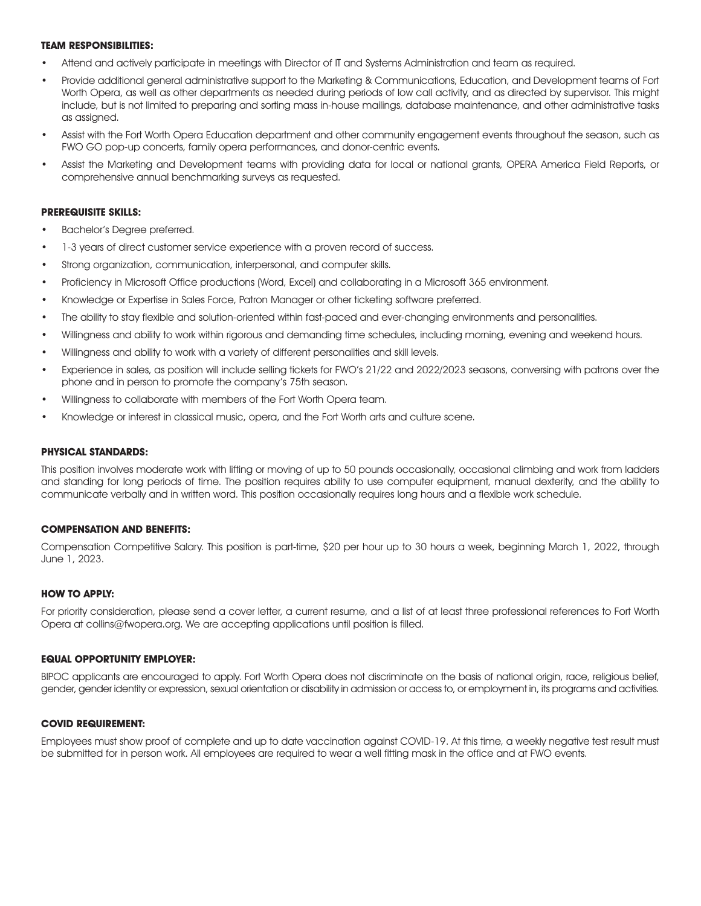**TEAM RESPONSIBILITIES:**

- Attend and actively participate in meetings with Director of IT and Systems Administration and team as required.
- Provide additional general administrative support to the Marketing & Communications, Education, and Development teams of Fort Worth Opera, as well as other departments as needed during periods of low call activity, and as directed by supervisor. This might include, but is not limited to preparing and sorting mass in-house mailings, database maintenance, and other administrative tasks as assigned.
- Assist with the Fort Worth Opera Education department and other community engagement events throughout the season, such as FWO GO pop-up concerts, family opera performances, and donor-centric events.
- Assist the Marketing and Development teams with providing data for local or national grants, OPERA America Field Reports, or comprehensive annual benchmarking surveys as requested.

**PREREQUISITE SKILLS:**

- Bachelor's Degree preferred.
- 1-3 years of direct customer service experience with a proven record of success.
- Strong organization, communication, interpersonal, and computer skills.
- Proficiency in Microsoft Office productions (Word, Excel) and collaborating in a Microsoft 365 environment.
- Knowledge or Expertise in Sales Force, Patron Manager or other ticketing software preferred.
- The ability to stay flexible and solution-oriented within fast-paced and ever-changing environments and personalities.
- Willingness and ability to work within rigorous and demanding time schedules, including morning, evening and weekend hours.
- Willingness and ability to work with a variety of different personalities and skill levels.
- Experience in sales, as position will include selling tickets for FWO's 21/22 and 2022/2023 seasons, conversing with patrons over the phone and in person to promote the company's 75th season.
- Willingness to collaborate with members of the Fort Worth Opera team.
- Knowledge or interest in classical music, opera, and the Fort Worth arts and culture scene.

**PHYSICAL STANDARDS:**

This position involves moderate work with lifting or moving of up to 50 pounds occasionally, occasional climbing and work from ladders and standing for long periods of time. The position requires ability to use computer equipment, manual dexterity, and the ability to communicate verbally and in written word. This position occasionally requires long hours and a flexible work schedule.

**COMPENSATION AND BENEFITS:**

Compensation Competitive Salary. This position is part-time, $20 per hour up to 30 hours a week, beginning March 1, 2022, through June 1, 2023.

**HOW TO APPLY:**

For priority consideration, please send a cover letter, a current resume, and a list of at least three professional references to Fort Worth Opera at collins@fwopera.org. We are accepting applications until position is filled.

**EQUAL OPPORTUNITY EMPLOYER:**

BIPOC applicants are encouraged to apply. Fort Worth Opera does not discriminate on the basis of national origin, race, religious belief, gender, gender identity or expression, sexual orientation or disability in admission or access to, or employment in, its programs and activities.

**COVID REQUIREMENT:**

Employees must show proof of complete and up to date vaccination against COVID-19. At this time, a weekly negative test result must be submitted for in person work. All employees are required to wear a well fitting mask in the office and at FWO events.